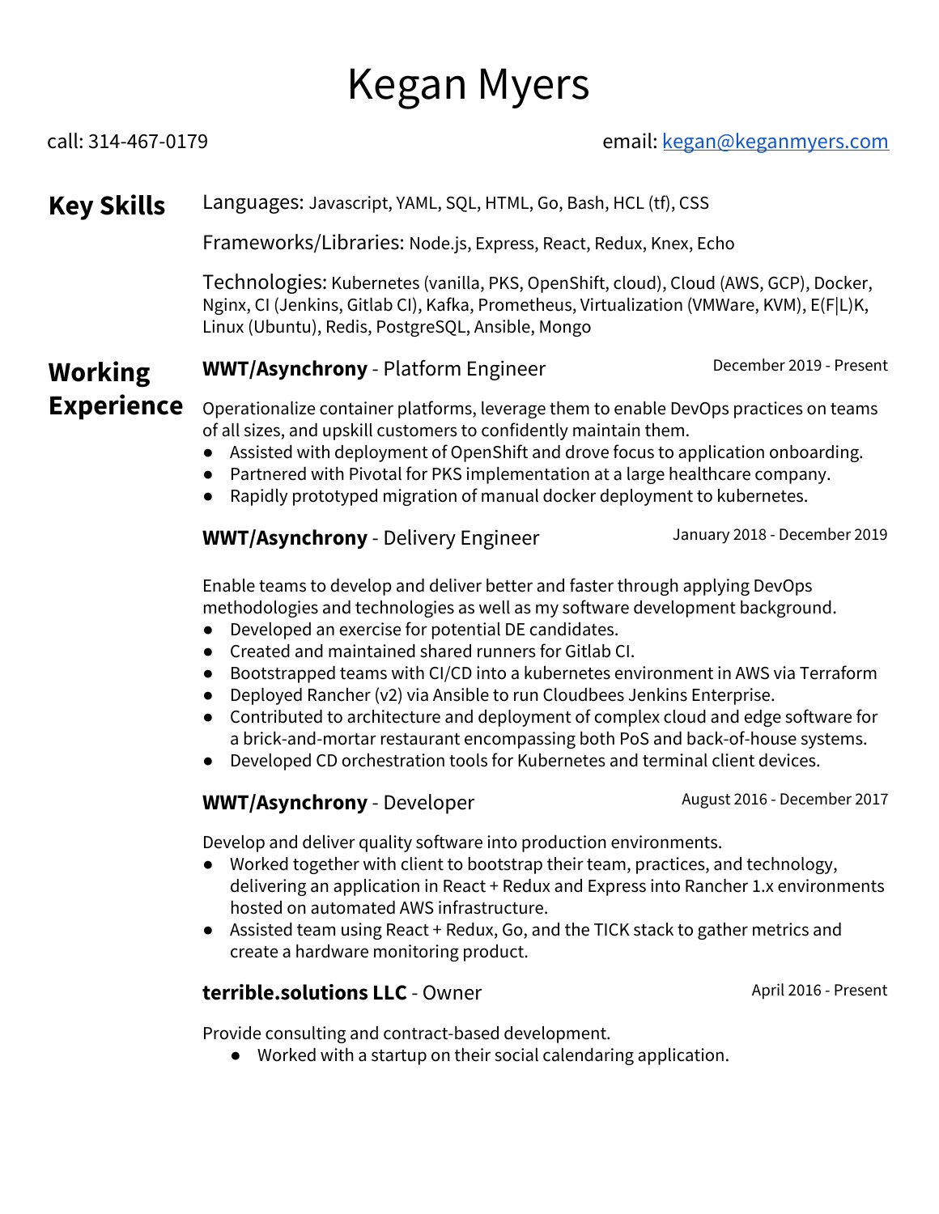# Kegan Myers

call: 314-467-0179

email: [kegan@keganmyers.com](mailto:kegan@keganmyers.com)

## Key Skills

Languages: Javascript, YAML, SQL, HTML, Go, Bash, HCL (tf), CSS

Frameworks/Libraries: Node.js, Express, React, Redux, Knex, Echo

Technologies: Kubernetes (vanilla, PKS, OpenShift, cloud), Cloud (AWS, GCP), Docker, Nginx, CI (Jenkins, Gitlab CI), Kafka, Prometheus, Virtualization (VMWare, KVM), E(F|L)K, Linux (Ubuntu), Redis, PostgreSQL, Ansible, Mongo

## Working Experience

**WWT/Asynchrony** - Platform Engineer — December 2019 - Present

Operationalize container platforms, leverage them to enable DevOps practices on teams of all sizes, and upskill customers to confidently maintain them.

- Assisted with deployment of OpenShift and drove focus to application onboarding.
- Partnered with Pivotal for PKS implementation at a large healthcare company.
- Rapidly prototyped migration of manual docker deployment to kubernetes.

**WWT/Asynchrony** - Delivery Engineer — January 2018 - December 2019

Enable teams to develop and deliver better and faster through applying DevOps methodologies and technologies as well as my software development background.

- Developed an exercise for potential DE candidates.
- Created and maintained shared runners for Gitlab CI.
- Bootstrapped teams with CI/CD into a kubernetes environment in AWS via Terraform
- Deployed Rancher (v2) via Ansible to run Cloudbees Jenkins Enterprise.
- Contributed to architecture and deployment of complex cloud and edge software for a brick-and-mortar restaurant encompassing both PoS and back-of-house systems.
- Developed CD orchestration tools for Kubernetes and terminal client devices.

**WWT/Asynchrony** - Developer — August 2016 - December 2017

Develop and deliver quality software into production environments.

- Worked together with client to bootstrap their team, practices, and technology, delivering an application in React + Redux and Express into Rancher 1.x environments hosted on automated AWS infrastructure.
- Assisted team using React + Redux, Go, and the TICK stack to gather metrics and create a hardware monitoring product.

**terrible.solutions LLC** - Owner — April 2016 - Present

Provide consulting and contract-based development.

- Worked with a startup on their social calendaring application.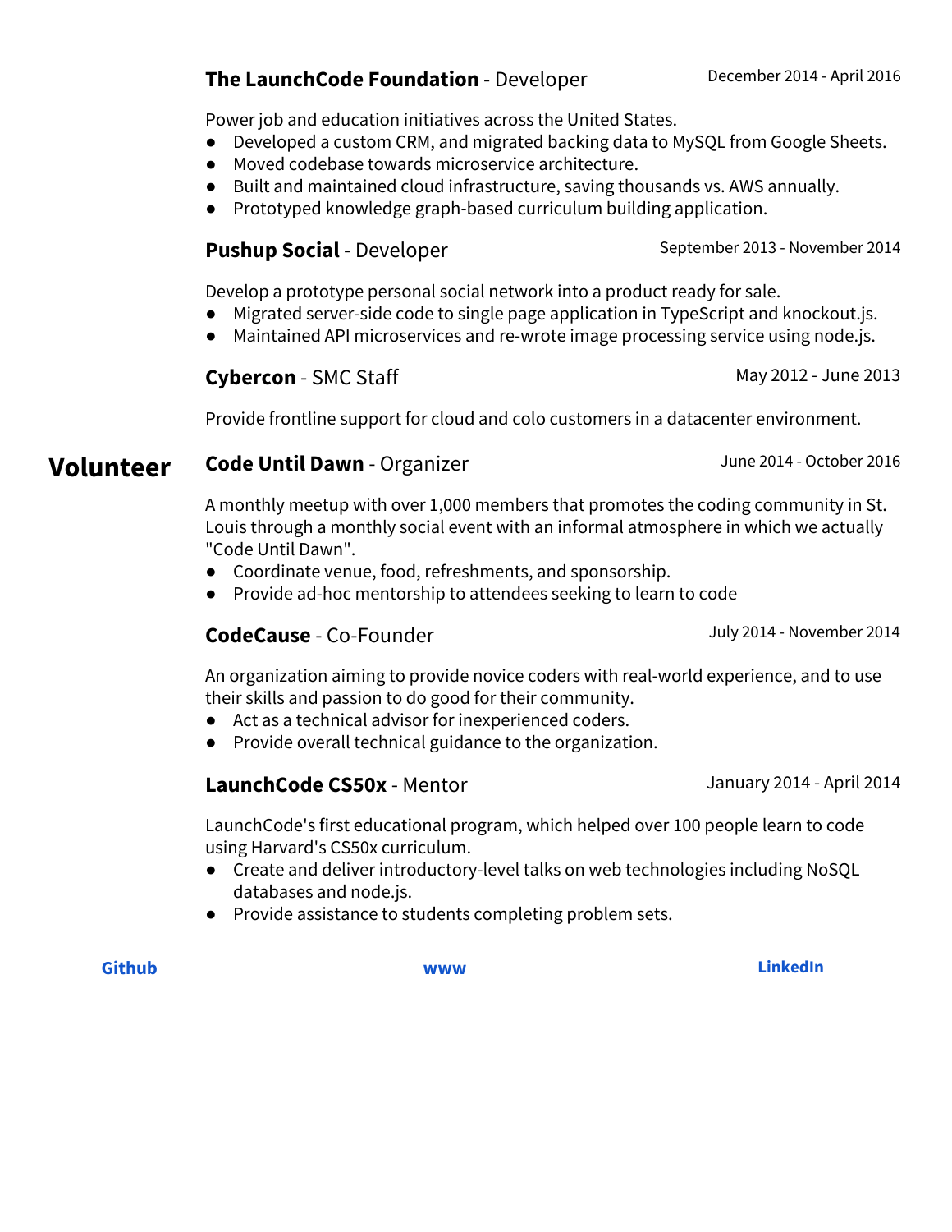### **The LaunchCode Foundation** - Developer
December 2014 - April 2016

Power job and education initiatives across the United States.

- Developed a custom CRM, and migrated backing data to MySQL from Google Sheets.
- Moved codebase towards microservice architecture.
- Built and maintained cloud infrastructure, saving thousands vs. AWS annually.
- Prototyped knowledge graph-based curriculum building application.

### **Pushup Social** - Developer
September 2013 - November 2014

Develop a prototype personal social network into a product ready for sale.

- Migrated server-side code to single page application in TypeScript and knockout.js.
- Maintained API microservices and re-wrote image processing service using node.js.

### **Cybercon** - SMC Staff
May 2012 - June 2013

Provide frontline support for cloud and colo customers in a datacenter environment.

## Volunteer

### **Code Until Dawn** - Organizer
June 2014 - October 2016

A monthly meetup with over 1,000 members that promotes the coding community in St. Louis through a monthly social event with an informal atmosphere in which we actually "Code Until Dawn".

- Coordinate venue, food, refreshments, and sponsorship.
- Provide ad-hoc mentorship to attendees seeking to learn to code

### **CodeCause** - Co-Founder
July 2014 - November 2014

An organization aiming to provide novice coders with real-world experience, and to use their skills and passion to do good for their community.

- Act as a technical advisor for inexperienced coders.
- Provide overall technical guidance to the organization.

### **LaunchCode CS50x** - Mentor
January 2014 - April 2014

LaunchCode's first educational program, which helped over 100 people learn to code using Harvard's CS50x curriculum.

- Create and deliver introductory-level talks on web technologies including NoSQL databases and node.js.
- Provide assistance to students completing problem sets.

**Github** **www** **LinkedIn**